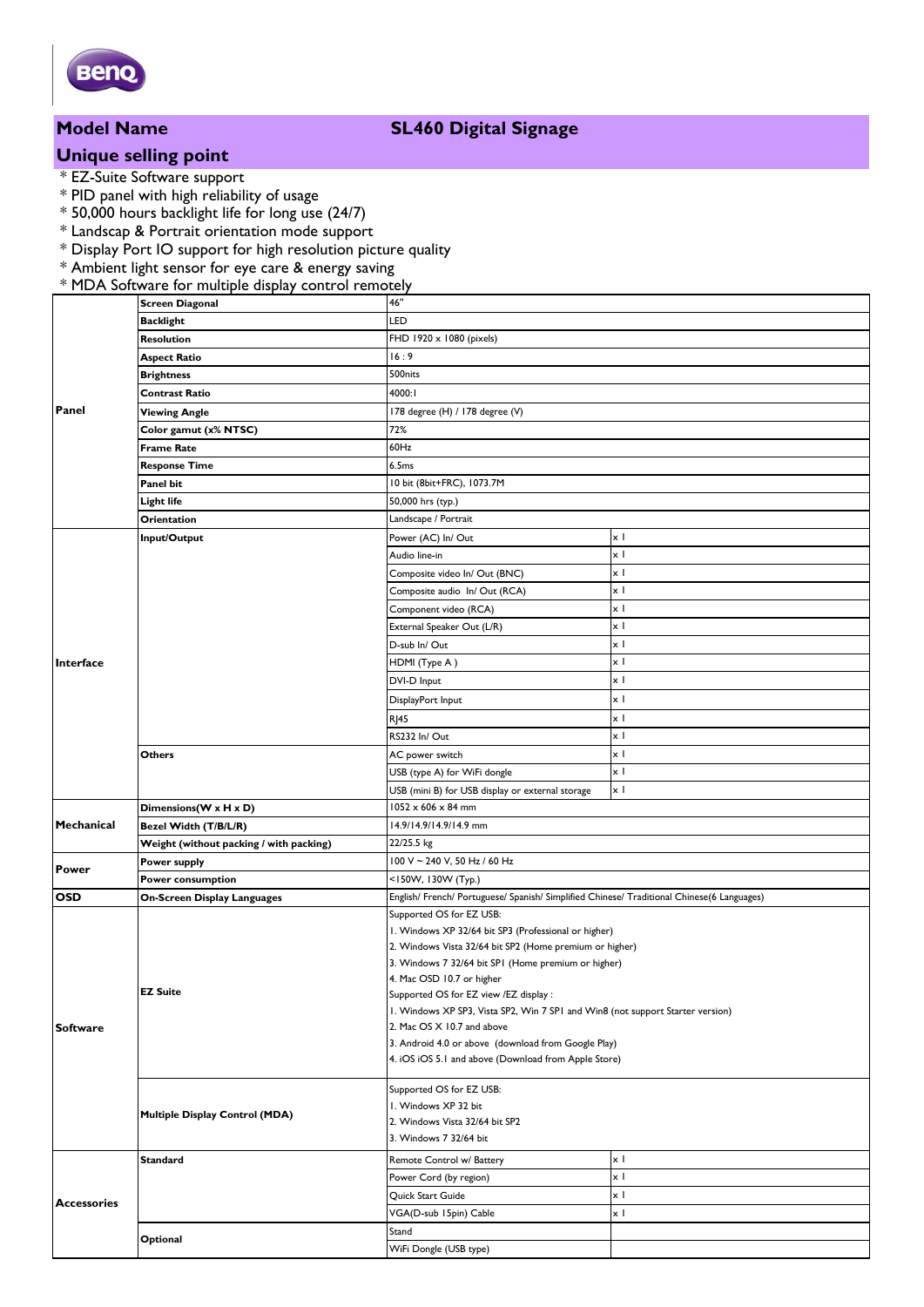## Model Name — SL460 Digital Signage

## Unique selling point

* EZ-Suite Software support
* PID panel with high reliability of usage
* 50,000 hours backlight life for long use (24/7)
* Landscap & Portrait orientation mode support
* Display Port IO support for high resolution picture quality
* Ambient light sensor for eye care & energy saving
* MDA Software for multiple display control remotely

| | | | |
|---|---|---|---|
| Panel | Screen Diagonal | 46" | |
| | Backlight | LED | |
| | Resolution | FHD 1920 x 1080 (pixels) | |
| | Aspect Ratio | 16 : 9 | |
| | Brightness | 500nits | |
| | Contrast Ratio | 4000:1 | |
| | Viewing Angle | 178 degree (H) / 178 degree (V) | |
| | Color gamut (x% NTSC) | 72% | |
| | Frame Rate | 60Hz | |
| | Response Time | 6.5ms | |
| | Panel bit | 10 bit (8bit+FRC), 1073.7M | |
| | Light life | 50,000 hrs (typ.) | |
| | Orientation | Landscape / Portrait | |
| Interface | Input/Output | Power (AC) In/ Out | x 1 |
| | | Audio line-in | x 1 |
| | | Composite video In/ Out (BNC) | x 1 |
| | | Composite audio In/ Out (RCA) | x 1 |
| | | Component video (RCA) | x 1 |
| | | External Speaker Out (L/R) | x 1 |
| | | D-sub In/ Out | x 1 |
| | | HDMI (Type A ) | x 1 |
| | | DVI-D Input | x 1 |
| | | DisplayPort Input | x 1 |
| | | RJ45 | x 1 |
| | | RS232 In/ Out | x 1 |
| | Others | AC power switch | x 1 |
| | | USB (type A) for WiFi dongle | x 1 |
| | | USB (mini B) for USB display or external storage | x 1 |
| Mechanical | Dimensions(W x H x D) | 1052 x 606 x 84 mm | |
| | Bezel Width (T/B/L/R) | 14.9/14.9/14.9/14.9 mm | |
| | Weight (without packing / with packing) | 22/25.5 kg | |
| Power | Power supply | 100 V ~ 240 V, 50 Hz / 60 Hz | |
| | Power consumption | <150W, 130W (Typ.) | |
| OSD | On-Screen Display Languages | English/ French/ Portuguese/ Spanish/ Simplified Chinese/ Traditional Chinese(6 Languages) | |
| Software | EZ Suite | Supported OS for EZ USB:<br>1. Windows XP 32/64 bit SP3 (Professional or higher)<br>2. Windows Vista 32/64 bit SP2 (Home premium or higher)<br>3. Windows 7 32/64 bit SP1 (Home premium or higher)<br>4. Mac OSD 10.7 or higher<br>Supported OS for EZ view /EZ display :<br>1. Windows XP SP3, Vista SP2, Win 7 SP1 and Win8 (not support Starter version)<br>2. Mac OS X 10.7 and above<br>3. Android 4.0 or above (download from Google Play)<br>4. iOS iOS 5.1 and above (Download from Apple Store) | |
| | Multiple Display Control (MDA) | Supported OS for EZ USB:<br>1. Windows XP 32 bit<br>2. Windows Vista 32/64 bit SP2<br>3. Windows 7 32/64 bit | |
| Accessories | Standard | Remote Control w/ Battery | x 1 |
| | | Power Cord (by region) | x 1 |
| | | Quick Start Guide | x 1 |
| | | VGA(D-sub 15pin) Cable | x 1 |
| | Optional | Stand | |
| | | WiFi Dongle (USB type) | |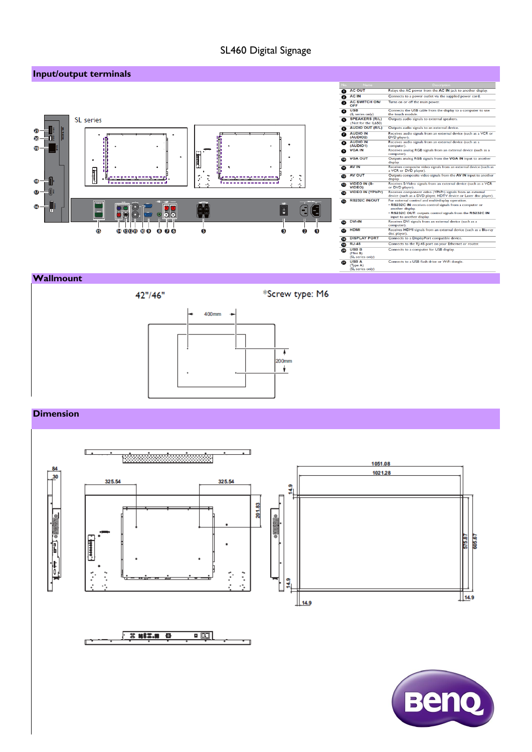SL460 Digital Signage

## Input/output terminals

SL series

| No. | Name | Description |
|---|---|---|
| 1 | AC OUT | Relays the AC power from the AC IN jack to another display. |
| 2 | AC IN | Connects to a power outlet via the supplied power cord. |
| 3 | AC SWITCH ON/OFF | Turns on or off the main power. |
| 4 | USB (IL series only) | Connects the USB cable from the display to a computer to use the touch module. |
| 5 | SPEAKERS (R/L) (Not for the IL650) | Outputs audio signals to external speakers. |
| 6 | AUDIO OUT (R/L) | Outputs audio signals to an external device. |
| 7 | AUDIO IN (AUDIO2) | Receives audio signals from an external device (such as a VCR or DVD player). |
| 8 | AUDIO IN (AUDIO1) | Receives audio signals from an external device (such as a computer). |
| 9 | VGA IN | Receives analog RGB signals from an external device (such as a computer). |
| 10 | VGA OUT | Outputs analog RGB signals from the VGA IN input to another display. |
| 11 | AV IN | Receives composite video signals from an external device (such as a VCR or DVD player). |
| 12 | AV OUT | Outputs composite video signals from the AV IN input to another display. |
| 13 | VIDEO IN (S-VIDEO) | Receives S-Video signals from an external device (such as a VCR or DVD player). |
| 14 | VIDEO IN (YPbPr) | Receives component video (YPbPr) signals from an external device (such as a DVD player, HDTV device or Laser disc player). |
| 15 | RS232C IN/OUT | For external control and multi-display operation. • RS232C IN: receives control signals from a computer or another display. • RS232C OUT: outputs control signals from the RS232C IN input to another display. |
| 16 | DVI-IN | Receives DVI signals from an external device (such as a computer). |
| 17 | HDMI | Receives HDMI signals from an external device (such as a Blu-ray disc player). |
| 18 | DISPLAY PORT | Connects to a DisplayPort compatible device. |
| 19 | RJ-45 | Connects to the RJ-45 port on your Ethernet or router. |
| 20 | USB B (Mini B) (SL series only) | Connects to a computer for USB display. |
| 21 | USB A (Type A) (SL series only) | Connects to a USB flash drive or WiFi dongle. |

## Wallmount

42"/46"

*Screw type: M6

400mm

200mm

## Dimension

84

30

325.54

325.54

201.83

1051.08

1021.28

14.9

14.9

575.87

605.67

14.9

14.9